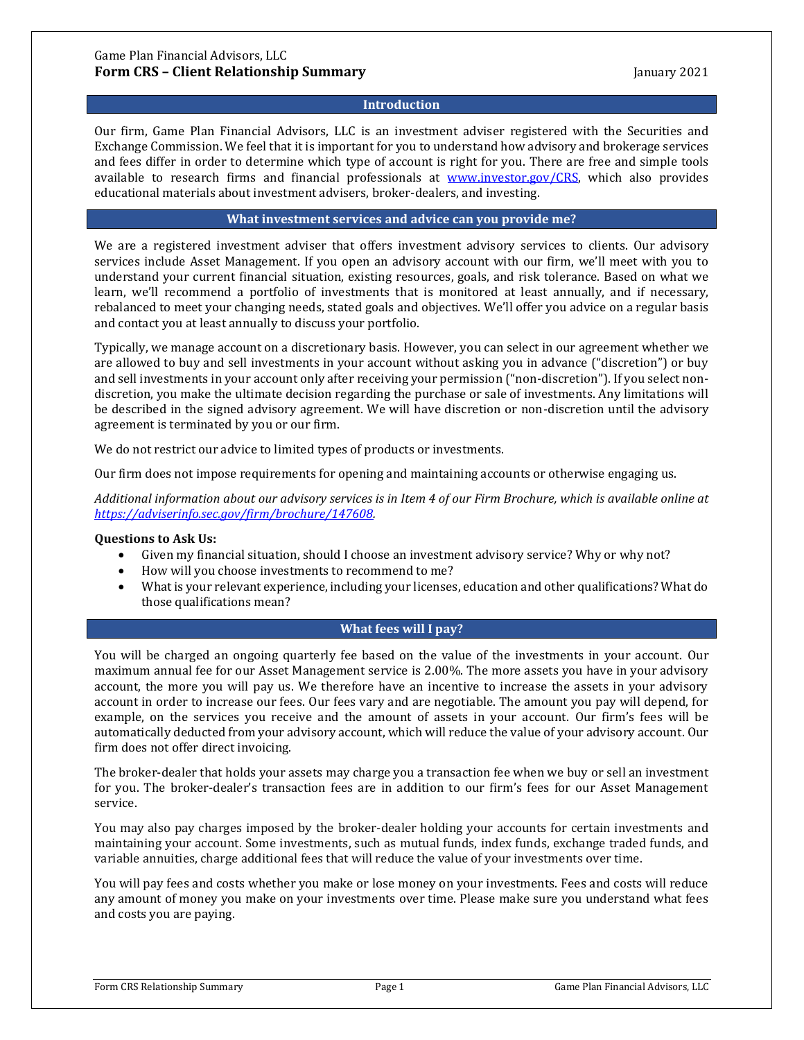Game Plan Financial Advisors, LLC

# Form CRS – Client Relationship Summary

January 2021

## Introduction

Our firm, Game Plan Financial Advisors, LLC is an investment adviser registered with the Securities and Exchange Commission. We feel that it is important for you to understand how advisory and brokerage services and fees differ in order to determine which type of account is right for you. There are free and simple tools available to research firms and financial professionals at [www.investor.gov/CRS](www.investor.gov/CRS), which also provides educational materials about investment advisers, broker-dealers, and investing.

## What investment services and advice can you provide me?

We are a registered investment adviser that offers investment advisory services to clients. Our advisory services include Asset Management. If you open an advisory account with our firm, we'll meet with you to understand your current financial situation, existing resources, goals, and risk tolerance. Based on what we learn, we'll recommend a portfolio of investments that is monitored at least annually, and if necessary, rebalanced to meet your changing needs, stated goals and objectives. We'll offer you advice on a regular basis and contact you at least annually to discuss your portfolio.

Typically, we manage account on a discretionary basis. However, you can select in our agreement whether we are allowed to buy and sell investments in your account without asking you in advance ("discretion") or buy and sell investments in your account only after receiving your permission ("non-discretion"). If you select non-discretion, you make the ultimate decision regarding the purchase or sale of investments. Any limitations will be described in the signed advisory agreement. We will have discretion or non-discretion until the advisory agreement is terminated by you or our firm.

We do not restrict our advice to limited types of products or investments.

Our firm does not impose requirements for opening and maintaining accounts or otherwise engaging us.

*Additional information about our advisory services is in Item 4 of our Firm Brochure, which is available online at [https://adviserinfo.sec.gov/firm/brochure/147608](https://adviserinfo.sec.gov/firm/brochure/147608).*

**Questions to Ask Us:**

- Given my financial situation, should I choose an investment advisory service? Why or why not?
- How will you choose investments to recommend to me?
- What is your relevant experience, including your licenses, education and other qualifications? What do those qualifications mean?

## What fees will I pay?

You will be charged an ongoing quarterly fee based on the value of the investments in your account. Our maximum annual fee for our Asset Management service is 2.00%. The more assets you have in your advisory account, the more you will pay us. We therefore have an incentive to increase the assets in your advisory account in order to increase our fees. Our fees vary and are negotiable. The amount you pay will depend, for example, on the services you receive and the amount of assets in your account. Our firm's fees will be automatically deducted from your advisory account, which will reduce the value of your advisory account. Our firm does not offer direct invoicing.

The broker-dealer that holds your assets may charge you a transaction fee when we buy or sell an investment for you. The broker-dealer's transaction fees are in addition to our firm's fees for our Asset Management service.

You may also pay charges imposed by the broker-dealer holding your accounts for certain investments and maintaining your account. Some investments, such as mutual funds, index funds, exchange traded funds, and variable annuities, charge additional fees that will reduce the value of your investments over time.

You will pay fees and costs whether you make or lose money on your investments. Fees and costs will reduce any amount of money you make on your investments over time. Please make sure you understand what fees and costs you are paying.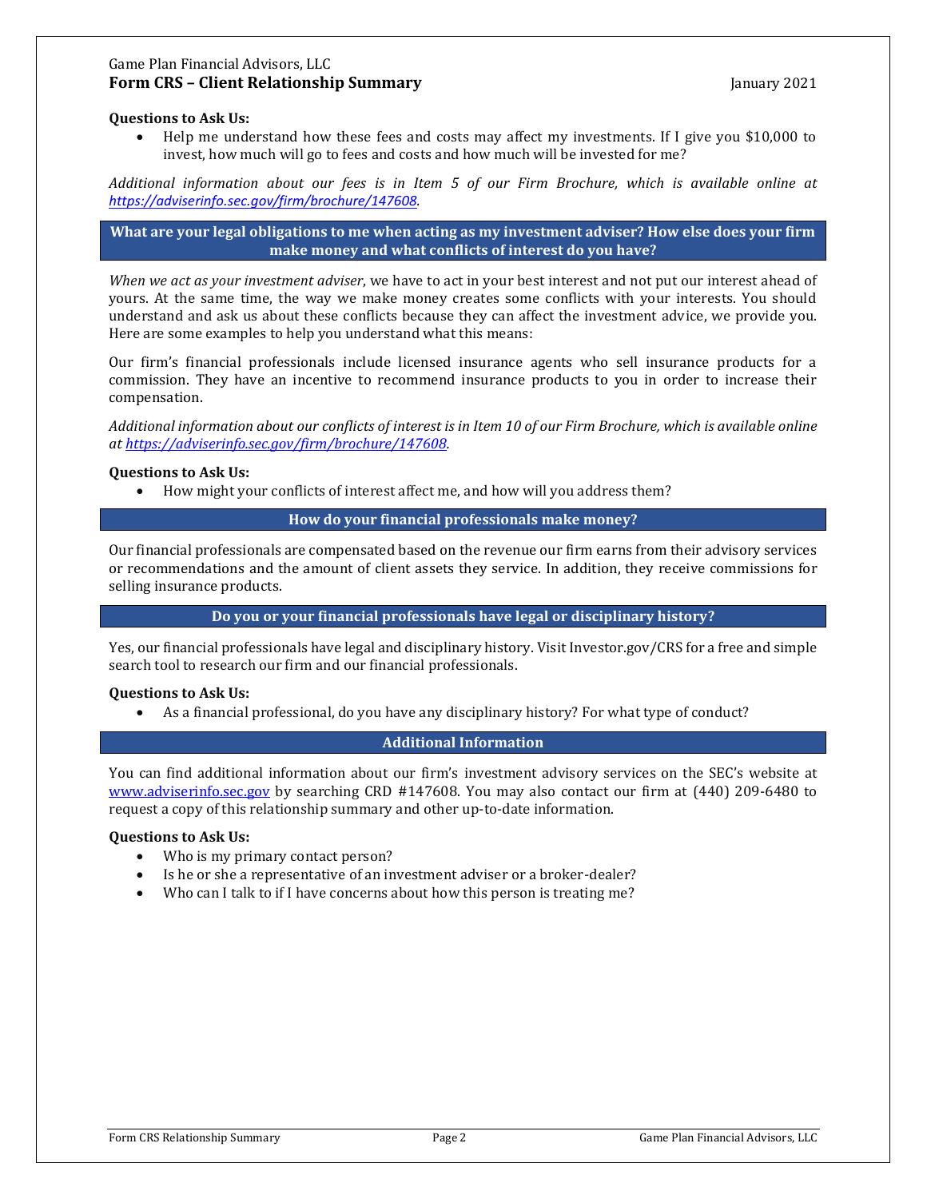**Questions to Ask Us:**

- Help me understand how these fees and costs may affect my investments. If I give you $10,000 to invest, how much will go to fees and costs and how much will be invested for me?

*Additional information about our fees is in Item 5 of our Firm Brochure, which is available online at [https://adviserinfo.sec.gov/firm/brochure/147608](https://adviserinfo.sec.gov/firm/brochure/147608).*

## What are your legal obligations to me when acting as my investment adviser? How else does your firm make money and what conflicts of interest do you have?

*When we act as your investment adviser*, we have to act in your best interest and not put our interest ahead of yours. At the same time, the way we make money creates some conflicts with your interests. You should understand and ask us about these conflicts because they can affect the investment advice, we provide you. Here are some examples to help you understand what this means:

Our firm's financial professionals include licensed insurance agents who sell insurance products for a commission. They have an incentive to recommend insurance products to you in order to increase their compensation.

*Additional information about our conflicts of interest is in Item 10 of our Firm Brochure, which is available online at [https://adviserinfo.sec.gov/firm/brochure/147608](https://adviserinfo.sec.gov/firm/brochure/147608).*

**Questions to Ask Us:**

- How might your conflicts of interest affect me, and how will you address them?

## How do your financial professionals make money?

Our financial professionals are compensated based on the revenue our firm earns from their advisory services or recommendations and the amount of client assets they service. In addition, they receive commissions for selling insurance products.

## Do you or your financial professionals have legal or disciplinary history?

Yes, our financial professionals have legal and disciplinary history. Visit Investor.gov/CRS for a free and simple search tool to research our firm and our financial professionals.

**Questions to Ask Us:**

- As a financial professional, do you have any disciplinary history? For what type of conduct?

## Additional Information

You can find additional information about our firm's investment advisory services on the SEC's website at [www.adviserinfo.sec.gov](http://www.adviserinfo.sec.gov) by searching CRD #147608. You may also contact our firm at (440) 209-6480 to request a copy of this relationship summary and other up-to-date information.

**Questions to Ask Us:**

- Who is my primary contact person?
- Is he or she a representative of an investment adviser or a broker-dealer?
- Who can I talk to if I have concerns about how this person is treating me?